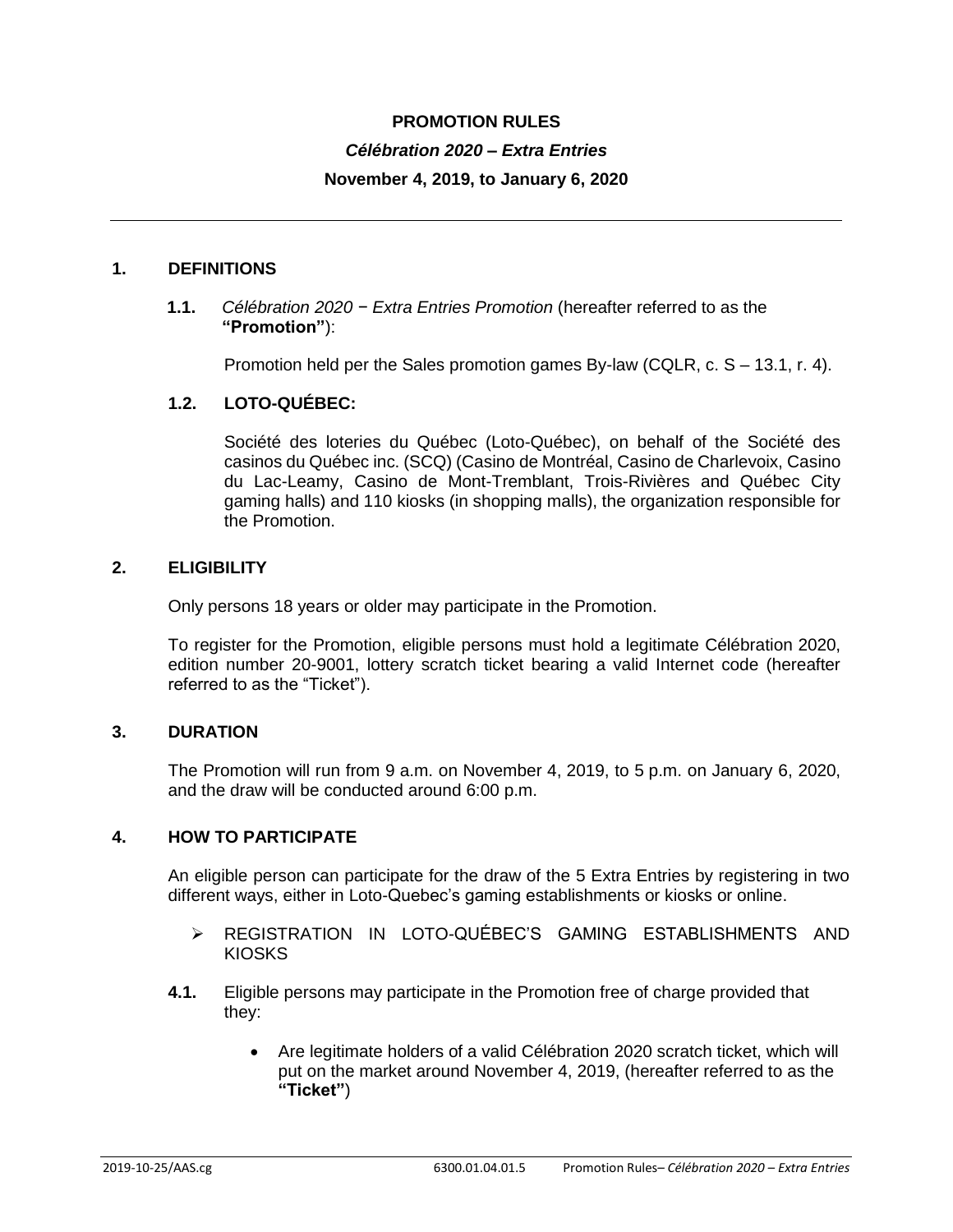**PROMOTION RULES**

***Célébration 2020 – Extra Entries***

**November 4, 2019, to January 6, 2020**

---

## 1. DEFINITIONS

**1.1.** *Célébration 2020 − Extra Entries Promotion* (hereafter referred to as the **"Promotion"**):

Promotion held per the Sales promotion games By-law (CQLR, c. S – 13.1, r. 4).

**1.2. LOTO-QUÉBEC:**

Société des loteries du Québec (Loto-Québec), on behalf of the Société des casinos du Québec inc. (SCQ) (Casino de Montréal, Casino de Charlevoix, Casino du Lac-Leamy, Casino de Mont-Tremblant, Trois-Rivières and Québec City gaming halls) and 110 kiosks (in shopping malls), the organization responsible for the Promotion.

## 2. ELIGIBILITY

Only persons 18 years or older may participate in the Promotion.

To register for the Promotion, eligible persons must hold a legitimate Célébration 2020, edition number 20-9001, lottery scratch ticket bearing a valid Internet code (hereafter referred to as the "Ticket").

## 3. DURATION

The Promotion will run from 9 a.m. on November 4, 2019, to 5 p.m. on January 6, 2020, and the draw will be conducted around 6:00 p.m.

## 4. HOW TO PARTICIPATE

An eligible person can participate for the draw of the 5 Extra Entries by registering in two different ways, either in Loto-Quebec's gaming establishments or kiosks or online.

- REGISTRATION IN LOTO-QUÉBEC'S GAMING ESTABLISHMENTS AND KIOSKS

**4.1.** Eligible persons may participate in the Promotion free of charge provided that they:

- Are legitimate holders of a valid Célébration 2020 scratch ticket, which will put on the market around November 4, 2019, (hereafter referred to as the **"Ticket"**)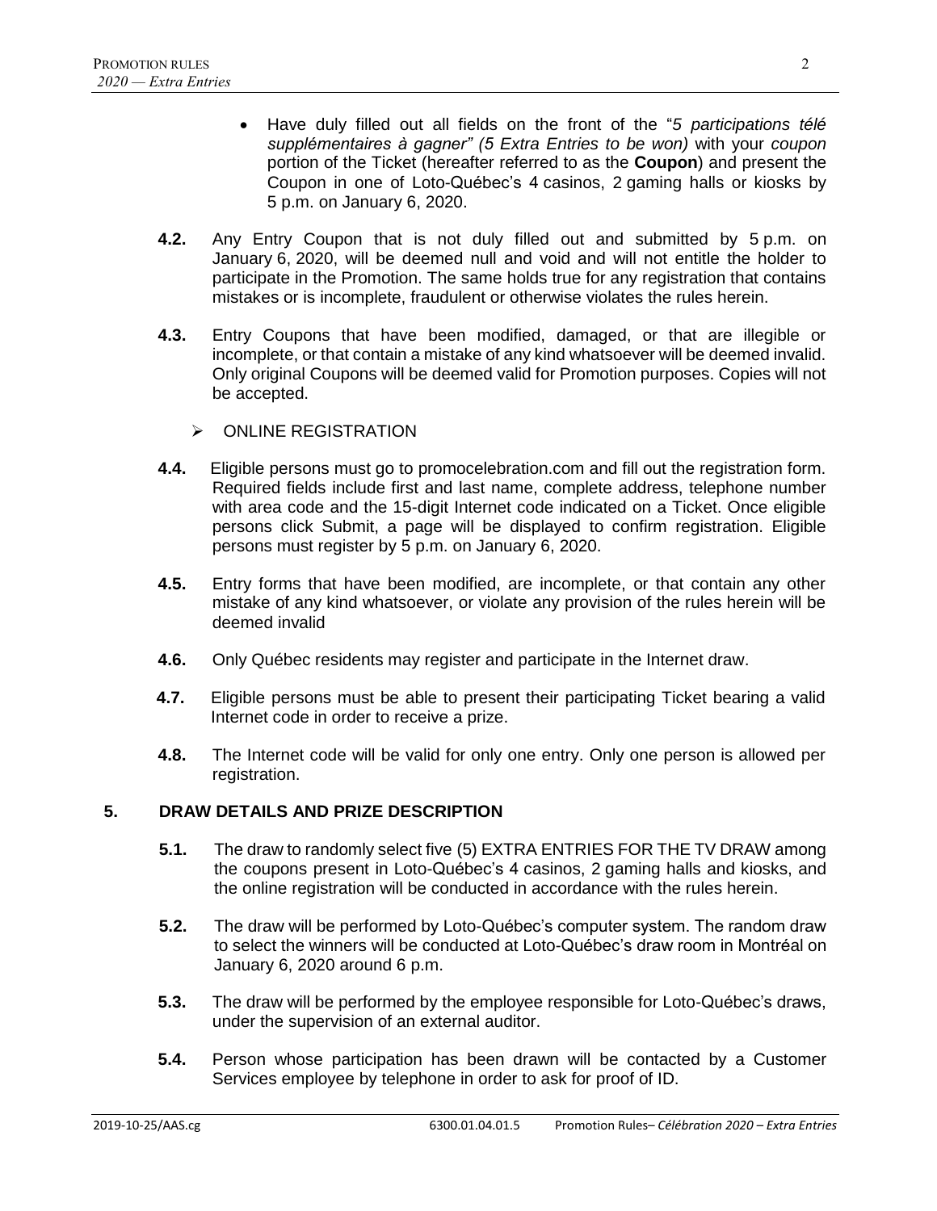- Have duly filled out all fields on the front of the "*5 participations télé supplémentaires à gagner" (5 Extra Entries to be won)* with your *coupon* portion of the Ticket (hereafter referred to as the **Coupon**) and present the Coupon in one of Loto-Québec's 4 casinos, 2 gaming halls or kiosks by 5 p.m. on January 6, 2020.

**4.2.** Any Entry Coupon that is not duly filled out and submitted by 5 p.m. on January 6, 2020, will be deemed null and void and will not entitle the holder to participate in the Promotion. The same holds true for any registration that contains mistakes or is incomplete, fraudulent or otherwise violates the rules herein.

**4.3.** Entry Coupons that have been modified, damaged, or that are illegible or incomplete, or that contain a mistake of any kind whatsoever will be deemed invalid. Only original Coupons will be deemed valid for Promotion purposes. Copies will not be accepted.

- ONLINE REGISTRATION

**4.4.** Eligible persons must go to promocelebration.com and fill out the registration form. Required fields include first and last name, complete address, telephone number with area code and the 15-digit Internet code indicated on a Ticket. Once eligible persons click Submit, a page will be displayed to confirm registration. Eligible persons must register by 5 p.m. on January 6, 2020.

**4.5.** Entry forms that have been modified, are incomplete, or that contain any other mistake of any kind whatsoever, or violate any provision of the rules herein will be deemed invalid

**4.6.** Only Québec residents may register and participate in the Internet draw.

**4.7.** Eligible persons must be able to present their participating Ticket bearing a valid Internet code in order to receive a prize.

**4.8.** The Internet code will be valid for only one entry. Only one person is allowed per registration.

## 5. DRAW DETAILS AND PRIZE DESCRIPTION

**5.1.** The draw to randomly select five (5) EXTRA ENTRIES FOR THE TV DRAW among the coupons present in Loto-Québec's 4 casinos, 2 gaming halls and kiosks, and the online registration will be conducted in accordance with the rules herein.

**5.2.** The draw will be performed by Loto-Québec's computer system. The random draw to select the winners will be conducted at Loto-Québec's draw room in Montréal on January 6, 2020 around 6 p.m.

**5.3.** The draw will be performed by the employee responsible for Loto-Québec's draws, under the supervision of an external auditor.

**5.4.** Person whose participation has been drawn will be contacted by a Customer Services employee by telephone in order to ask for proof of ID.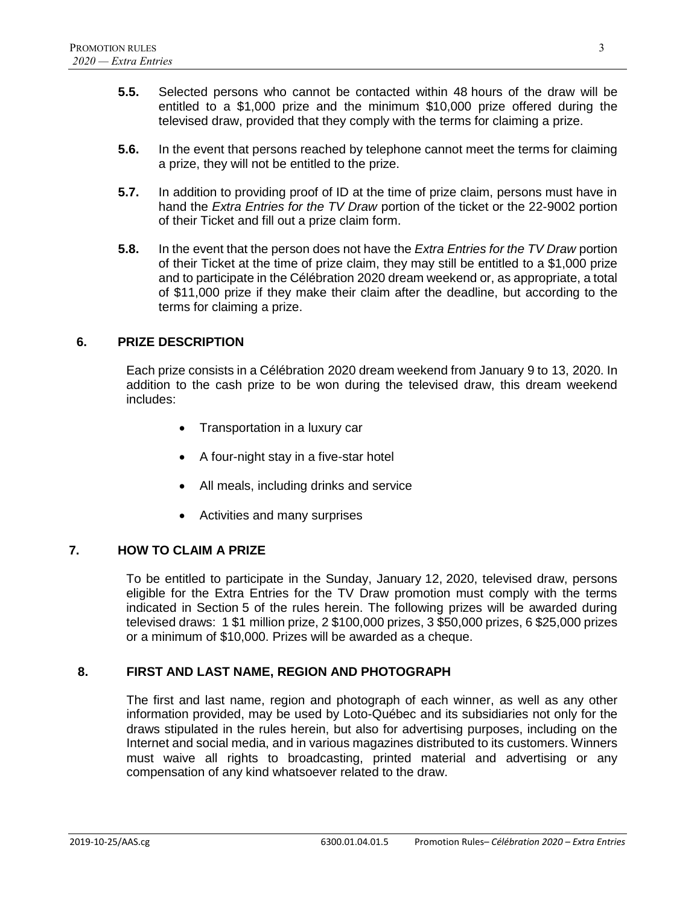**5.5.** Selected persons who cannot be contacted within 48 hours of the draw will be entitled to a $1,000 prize and the minimum $10,000 prize offered during the televised draw, provided that they comply with the terms for claiming a prize.

**5.6.** In the event that persons reached by telephone cannot meet the terms for claiming a prize, they will not be entitled to the prize.

**5.7.** In addition to providing proof of ID at the time of prize claim, persons must have in hand the *Extra Entries for the TV Draw* portion of the ticket or the 22-9002 portion of their Ticket and fill out a prize claim form.

**5.8.** In the event that the person does not have the *Extra Entries for the TV Draw* portion of their Ticket at the time of prize claim, they may still be entitled to a $1,000 prize and to participate in the Célébration 2020 dream weekend or, as appropriate, a total of $11,000 prize if they make their claim after the deadline, but according to the terms for claiming a prize.

## 6. PRIZE DESCRIPTION

Each prize consists in a Célébration 2020 dream weekend from January 9 to 13, 2020. In addition to the cash prize to be won during the televised draw, this dream weekend includes:

- Transportation in a luxury car
- A four-night stay in a five-star hotel
- All meals, including drinks and service
- Activities and many surprises

## 7. HOW TO CLAIM A PRIZE

To be entitled to participate in the Sunday, January 12, 2020, televised draw, persons eligible for the Extra Entries for the TV Draw promotion must comply with the terms indicated in Section 5 of the rules herein. The following prizes will be awarded during televised draws: 1 $1 million prize, 2 $100,000 prizes, 3 $50,000 prizes, 6 $25,000 prizes or a minimum of $10,000. Prizes will be awarded as a cheque.

## 8. FIRST AND LAST NAME, REGION AND PHOTOGRAPH

The first and last name, region and photograph of each winner, as well as any other information provided, may be used by Loto-Québec and its subsidiaries not only for the draws stipulated in the rules herein, but also for advertising purposes, including on the Internet and social media, and in various magazines distributed to its customers. Winners must waive all rights to broadcasting, printed material and advertising or any compensation of any kind whatsoever related to the draw.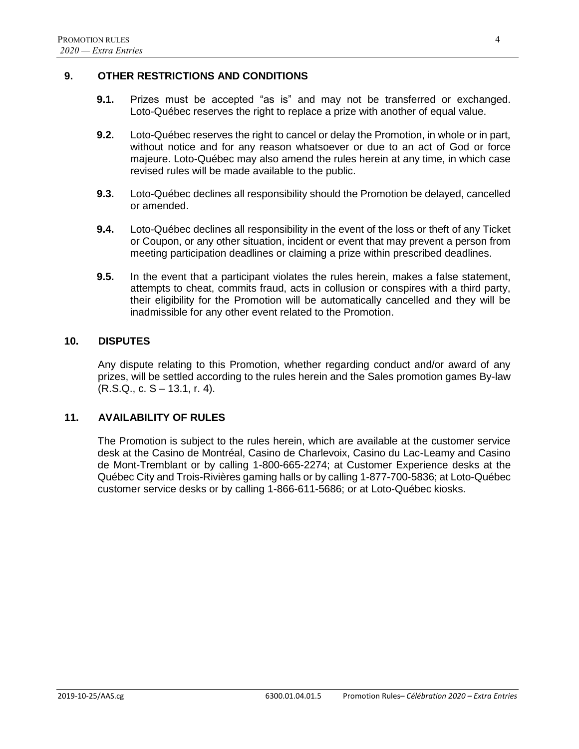## 9. OTHER RESTRICTIONS AND CONDITIONS

**9.1.** Prizes must be accepted “as is” and may not be transferred or exchanged. Loto-Québec reserves the right to replace a prize with another of equal value.

**9.2.** Loto-Québec reserves the right to cancel or delay the Promotion, in whole or in part, without notice and for any reason whatsoever or due to an act of God or force majeure. Loto-Québec may also amend the rules herein at any time, in which case revised rules will be made available to the public.

**9.3.** Loto-Québec declines all responsibility should the Promotion be delayed, cancelled or amended.

**9.4.** Loto-Québec declines all responsibility in the event of the loss or theft of any Ticket or Coupon, or any other situation, incident or event that may prevent a person from meeting participation deadlines or claiming a prize within prescribed deadlines.

**9.5.** In the event that a participant violates the rules herein, makes a false statement, attempts to cheat, commits fraud, acts in collusion or conspires with a third party, their eligibility for the Promotion will be automatically cancelled and they will be inadmissible for any other event related to the Promotion.

## 10. DISPUTES

Any dispute relating to this Promotion, whether regarding conduct and/or award of any prizes, will be settled according to the rules herein and the Sales promotion games By-law (R.S.Q., c. S – 13.1, r. 4).

## 11. AVAILABILITY OF RULES

The Promotion is subject to the rules herein, which are available at the customer service desk at the Casino de Montréal, Casino de Charlevoix, Casino du Lac-Leamy and Casino de Mont-Tremblant or by calling 1-800-665-2274; at Customer Experience desks at the Québec City and Trois-Rivières gaming halls or by calling 1-877-700-5836; at Loto-Québec customer service desks or by calling 1-866-611-5686; or at Loto-Québec kiosks.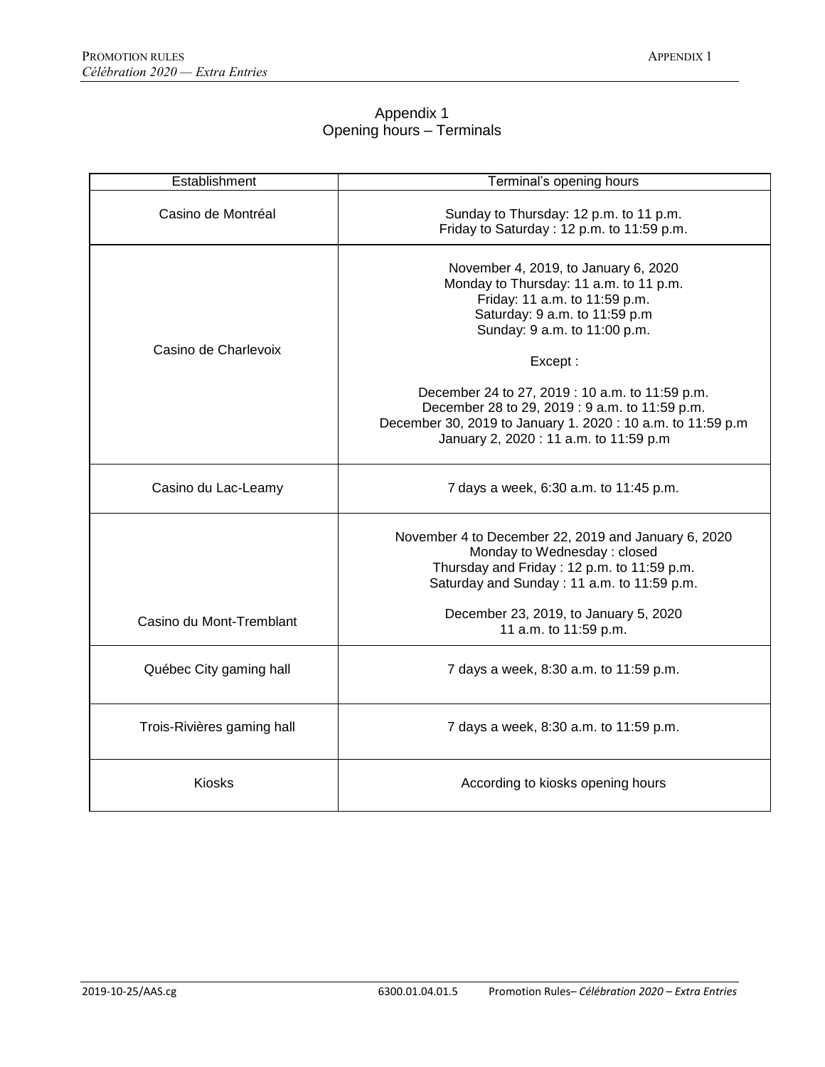# Appendix 1
## Opening hours – Terminals

| Establishment | Terminal's opening hours |
|---|---|
| Casino de Montréal | Sunday to Thursday: 12 p.m. to 11 p.m.<br>Friday to Saturday : 12 p.m. to 11:59 p.m. |
| Casino de Charlevoix | November 4, 2019, to January 6, 2020<br>Monday to Thursday: 11 a.m. to 11 p.m.<br>Friday: 11 a.m. to 11:59 p.m.<br>Saturday: 9 a.m. to 11:59 p.m<br>Sunday: 9 a.m. to 11:00 p.m.<br><br>Except :<br><br>December 24 to 27, 2019 : 10 a.m. to 11:59 p.m.<br>December 28 to 29, 2019 : 9 a.m. to 11:59 p.m.<br>December 30, 2019 to January 1. 2020 : 10 a.m. to 11:59 p.m<br>January 2, 2020 : 11 a.m. to 11:59 p.m |
| Casino du Lac-Leamy | 7 days a week, 6:30 a.m. to 11:45 p.m. |
| Casino du Mont-Tremblant | November 4 to December 22, 2019 and January 6, 2020<br>Monday to Wednesday : closed<br>Thursday and Friday : 12 p.m. to 11:59 p.m.<br>Saturday and Sunday : 11 a.m. to 11:59 p.m.<br><br>December 23, 2019, to January 5, 2020<br>11 a.m. to 11:59 p.m. |
| Québec City gaming hall | 7 days a week, 8:30 a.m. to 11:59 p.m. |
| Trois-Rivières gaming hall | 7 days a week, 8:30 a.m. to 11:59 p.m. |
| Kiosks | According to kiosks opening hours |